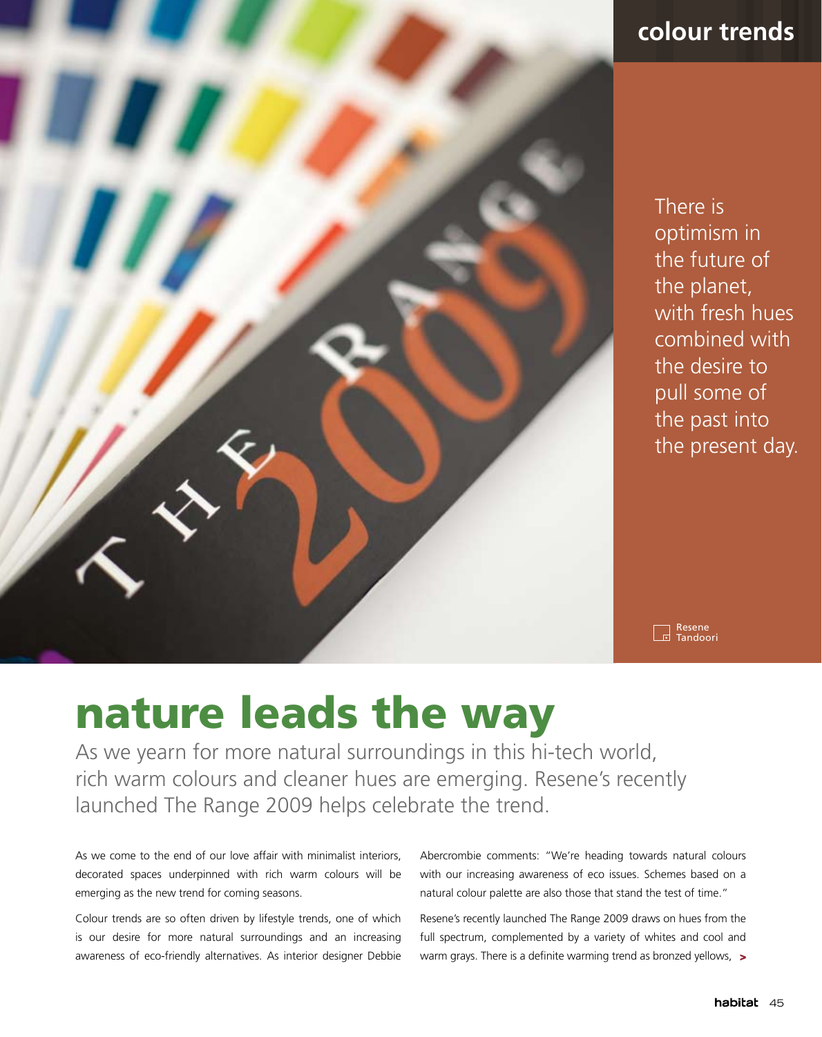colour trends

There is optimism in the future of the planet, with fresh hues combined with the desire to pull some of the past into the present day.

Resene Tandoori

# nature leads the way

As we yearn for more natural surroundings in this hi-tech world, rich warm colours and cleaner hues are emerging. Resene's recently launched The Range 2009 helps celebrate the trend.

As we come to the end of our love affair with minimalist interiors, decorated spaces underpinned with rich warm colours will be emerging as the new trend for coming seasons.

Colour trends are so often driven by lifestyle trends, one of which is our desire for more natural surroundings and an increasing awareness of eco-friendly alternatives. As interior designer Debbie Abercrombie comments: "We're heading towards natural colours with our increasing awareness of eco issues. Schemes based on a natural colour palette are also those that stand the test of time."

Resene's recently launched The Range 2009 draws on hues from the full spectrum, complemented by a variety of whites and cool and warm grays. There is a definite warming trend as bronzed yellows, >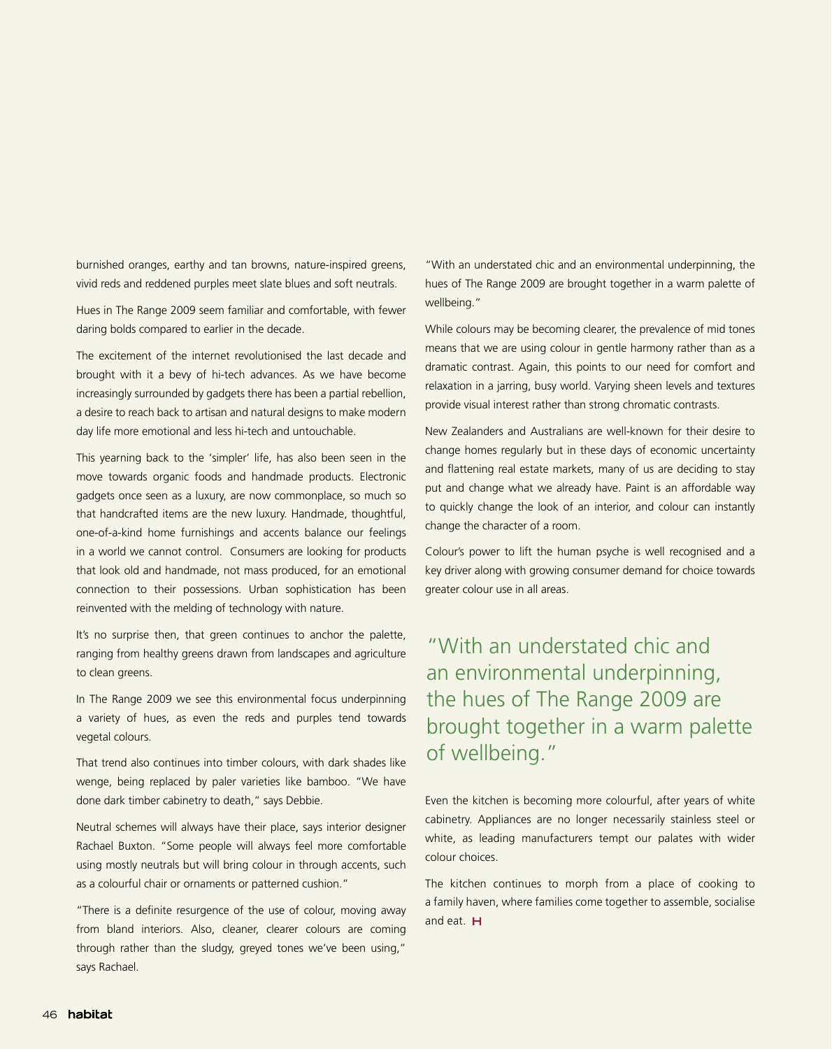burnished oranges, earthy and tan browns, nature-inspired greens, vivid reds and reddened purples meet slate blues and soft neutrals.

Hues in The Range 2009 seem familiar and comfortable, with fewer daring bolds compared to earlier in the decade.

The excitement of the internet revolutionised the last decade and brought with it a bevy of hi-tech advances. As we have become increasingly surrounded by gadgets there has been a partial rebellion, a desire to reach back to artisan and natural designs to make modern day life more emotional and less hi-tech and untouchable.

This yearning back to the 'simpler' life, has also been seen in the move towards organic foods and handmade products. Electronic gadgets once seen as a luxury, are now commonplace, so much so that handcrafted items are the new luxury. Handmade, thoughtful, one-of-a-kind home furnishings and accents balance our feelings in a world we cannot control. Consumers are looking for products that look old and handmade, not mass produced, for an emotional connection to their possessions. Urban sophistication has been reinvented with the melding of technology with nature.

It's no surprise then, that green continues to anchor the palette, ranging from healthy greens drawn from landscapes and agriculture to clean greens.

In The Range 2009 we see this environmental focus underpinning a variety of hues, as even the reds and purples tend towards vegetal colours.

That trend also continues into timber colours, with dark shades like wenge, being replaced by paler varieties like bamboo. "We have done dark timber cabinetry to death," says Debbie.

Neutral schemes will always have their place, says interior designer Rachael Buxton. "Some people will always feel more comfortable using mostly neutrals but will bring colour in through accents, such as a colourful chair or ornaments or patterned cushion."

"There is a definite resurgence of the use of colour, moving away from bland interiors. Also, cleaner, clearer colours are coming through rather than the sludgy, greyed tones we've been using," says Rachael.

"With an understated chic and an environmental underpinning, the hues of The Range 2009 are brought together in a warm palette of wellbeing."

While colours may be becoming clearer, the prevalence of mid tones means that we are using colour in gentle harmony rather than as a dramatic contrast. Again, this points to our need for comfort and relaxation in a jarring, busy world. Varying sheen levels and textures provide visual interest rather than strong chromatic contrasts.

New Zealanders and Australians are well-known for their desire to change homes regularly but in these days of economic uncertainty and flattening real estate markets, many of us are deciding to stay put and change what we already have. Paint is an affordable way to quickly change the look of an interior, and colour can instantly change the character of a room.

Colour's power to lift the human psyche is well recognised and a key driver along with growing consumer demand for choice towards greater colour use in all areas.

> "With an understated chic and an environmental underpinning, the hues of The Range 2009 are brought together in a warm palette of wellbeing."

Even the kitchen is becoming more colourful, after years of white cabinetry. Appliances are no longer necessarily stainless steel or white, as leading manufacturers tempt our palates with wider colour choices.

The kitchen continues to morph from a place of cooking to a family haven, where families come together to assemble, socialise and eat.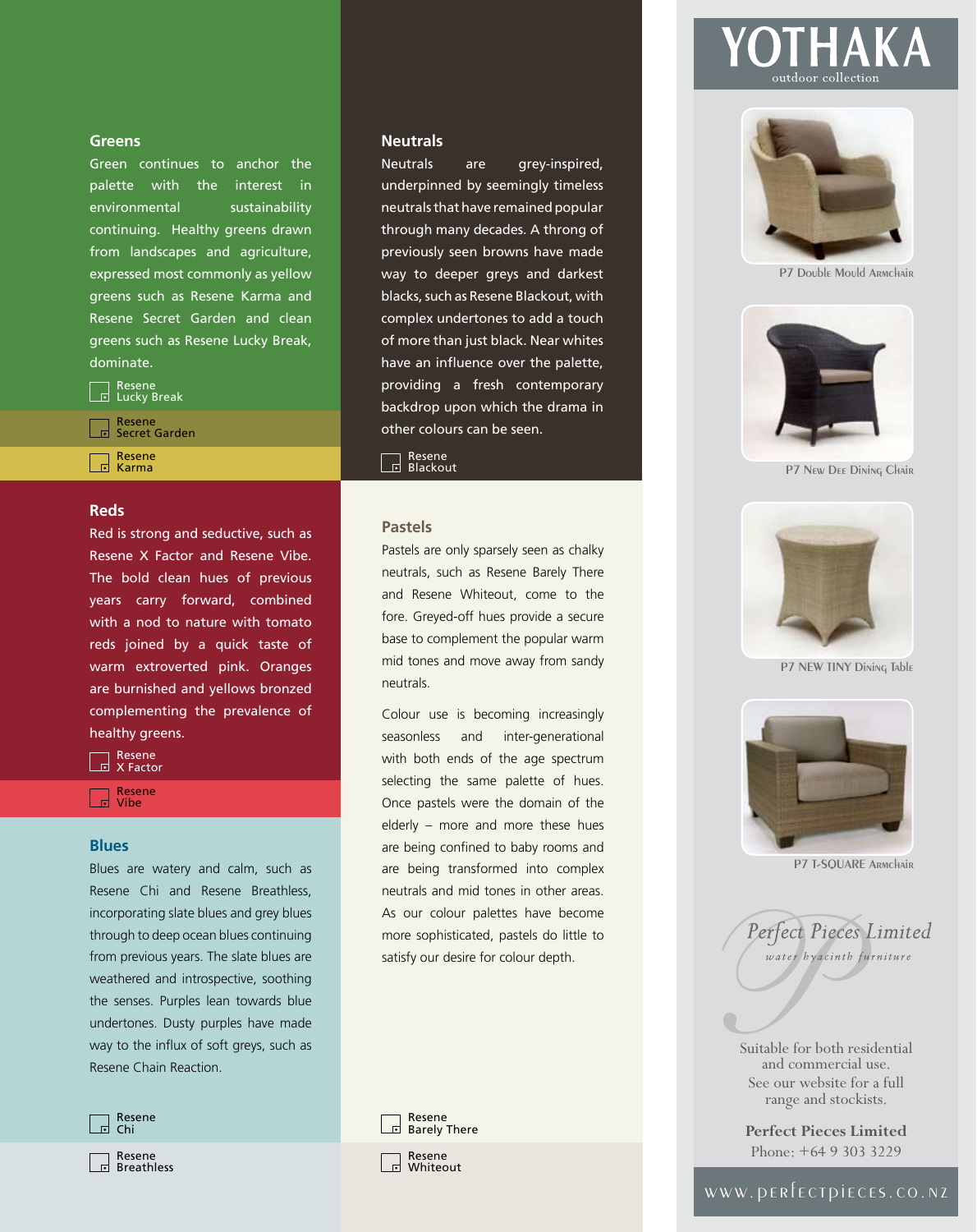## Greens

Green continues to anchor the palette with the interest in environmental sustainability continuing. Healthy greens drawn from landscapes and agriculture, expressed most commonly as yellow greens such as Resene Karma and Resene Secret Garden and clean greens such as Resene Lucky Break, dominate.

Resene Lucky Break

Resene Secret Garden

Resene Karma

## Reds

Red is strong and seductive, such as Resene X Factor and Resene Vibe. The bold clean hues of previous years carry forward, combined with a nod to nature with tomato reds joined by a quick taste of warm extroverted pink. Oranges are burnished and yellows bronzed complementing the prevalence of healthy greens.

Resene X Factor

Resene Vibe

## Blues

Blues are watery and calm, such as Resene Chi and Resene Breathless, incorporating slate blues and grey blues through to deep ocean blues continuing from previous years. The slate blues are weathered and introspective, soothing the senses. Purples lean towards blue undertones. Dusty purples have made way to the influx of soft greys, such as Resene Chain Reaction.

Resene Chi

Resene Breathless

## Neutrals

Neutrals are grey-inspired, underpinned by seemingly timeless neutrals that have remained popular through many decades. A throng of previously seen browns have made way to deeper greys and darkest blacks, such as Resene Blackout, with complex undertones to add a touch of more than just black. Near whites have an influence over the palette, providing a fresh contemporary backdrop upon which the drama in other colours can be seen.

Resene Blackout

## Pastels

Pastels are only sparsely seen as chalky neutrals, such as Resene Barely There and Resene Whiteout, come to the fore. Greyed-off hues provide a secure base to complement the popular warm mid tones and move away from sandy neutrals.

Colour use is becoming increasingly seasonless and inter-generational with both ends of the age spectrum selecting the same palette of hues. Once pastels were the domain of the elderly – more and more these hues are being confined to baby rooms and are being transformed into complex neutrals and mid tones in other areas. As our colour palettes have become more sophisticated, pastels do little to satisfy our desire for colour depth.

Resene Barely There

Resene Whiteout

---

**YOTHAKA**
outdoor collection

P7 Double Mould Armchair

P7 New Dee Dining Chair

P7 NEW TINY Dining Table

P7 T-SQUARE Armchair

*Perfect Pieces Limited*
*water hyacinth furniture*

Suitable for both residential and commercial use.
See our website for a full range and stockists.

**Perfect Pieces Limited**
Phone: +64 9 303 3229

www.perfectpieces.co.nz